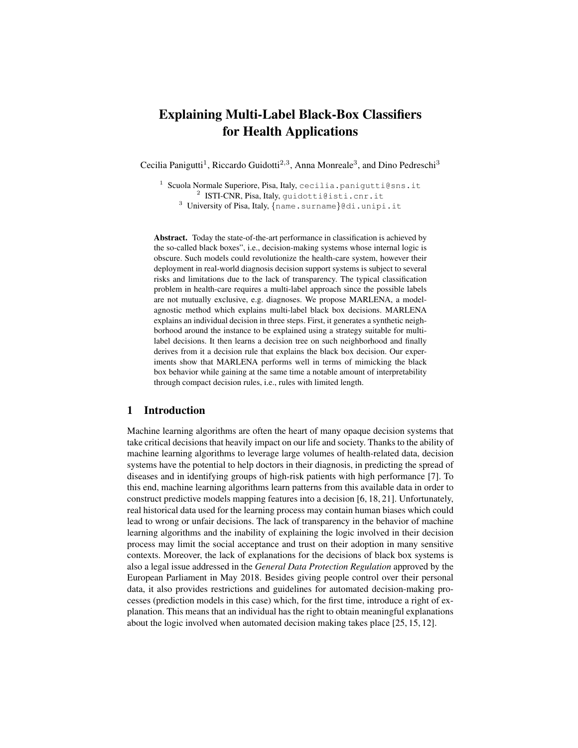# Explaining Multi-Label Black-Box Classifiers for Health Applications

Cecilia Panigutti[1], Riccardo Guidotti[2,3], Anna Monreale[3], and Dino Pedreschi[3]

[1] Scuola Normale Superiore, Pisa, Italy, cecilia.panigutti@sns.it
[2] ISTI-CNR, Pisa, Italy, guidotti@isti.cnr.it
[3] University of Pisa, Italy, {name.surname}@di.unipi.it

**Abstract.** Today the state-of-the-art performance in classification is achieved by the so-called black boxes", i.e., decision-making systems whose internal logic is obscure. Such models could revolutionize the health-care system, however their deployment in real-world diagnosis decision support systems is subject to several risks and limitations due to the lack of transparency. The typical classification problem in health-care requires a multi-label approach since the possible labels are not mutually exclusive, e.g. diagnoses. We propose MARLENA, a model-agnostic method which explains multi-label black box decisions. MARLENA explains an individual decision in three steps. First, it generates a synthetic neighborhood around the instance to be explained using a strategy suitable for multi-label decisions. It then learns a decision tree on such neighborhood and finally derives from it a decision rule that explains the black box decision. Our experiments show that MARLENA performs well in terms of mimicking the black box behavior while gaining at the same time a notable amount of interpretability through compact decision rules, i.e., rules with limited length.

## 1 Introduction

Machine learning algorithms are often the heart of many opaque decision systems that take critical decisions that heavily impact on our life and society. Thanks to the ability of machine learning algorithms to leverage large volumes of health-related data, decision systems have the potential to help doctors in their diagnosis, in predicting the spread of diseases and in identifying groups of high-risk patients with high performance [7]. To this end, machine learning algorithms learn patterns from this available data in order to construct predictive models mapping features into a decision [6, 18, 21]. Unfortunately, real historical data used for the learning process may contain human biases which could lead to wrong or unfair decisions. The lack of transparency in the behavior of machine learning algorithms and the inability of explaining the logic involved in their decision process may limit the social acceptance and trust on their adoption in many sensitive contexts. Moreover, the lack of explanations for the decisions of black box systems is also a legal issue addressed in the *General Data Protection Regulation* approved by the European Parliament in May 2018. Besides giving people control over their personal data, it also provides restrictions and guidelines for automated decision-making processes (prediction models in this case) which, for the first time, introduce a right of explanation. This means that an individual has the right to obtain meaningful explanations about the logic involved when automated decision making takes place [25, 15, 12].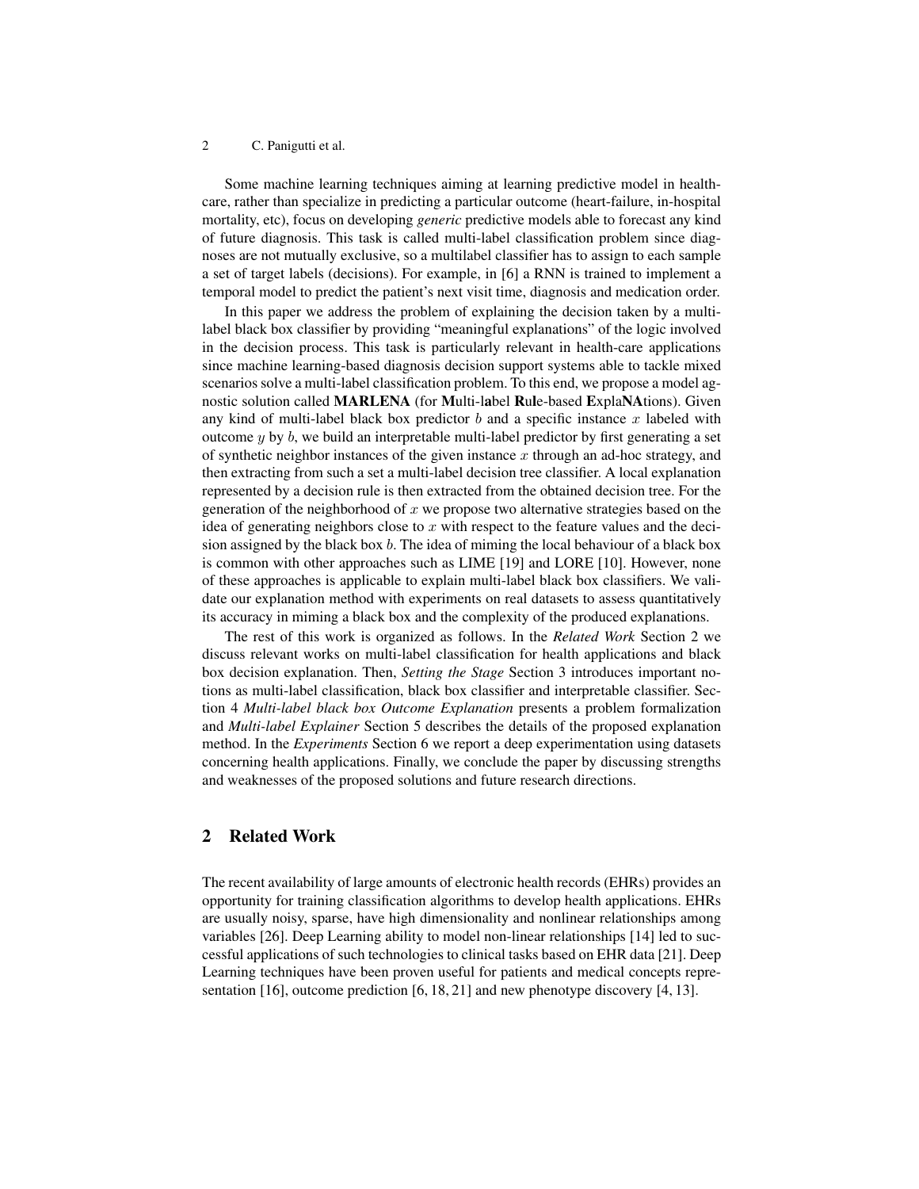Some machine learning techniques aiming at learning predictive model in health-care, rather than specialize in predicting a particular outcome (heart-failure, in-hospital mortality, etc), focus on developing *generic* predictive models able to forecast any kind of future diagnosis. This task is called multi-label classification problem since diagnoses are not mutually exclusive, so a multilabel classifier has to assign to each sample a set of target labels (decisions). For example, in [6] a RNN is trained to implement a temporal model to predict the patient's next visit time, diagnosis and medication order.

In this paper we address the problem of explaining the decision taken by a multi-label black box classifier by providing "meaningful explanations" of the logic involved in the decision process. This task is particularly relevant in health-care applications since machine learning-based diagnosis decision support systems able to tackle mixed scenarios solve a multi-label classification problem. To this end, we propose a model agnostic solution called **MARLENA** (for **M**ulti-l**a**bel **R**u**l**e-based **E**xpla**NA**tions). Given any kind of multi-label black box predictor $b$ and a specific instance $x$ labeled with outcome $y$ by $b$, we build an interpretable multi-label predictor by first generating a set of synthetic neighbor instances of the given instance $x$ through an ad-hoc strategy, and then extracting from such a set a multi-label decision tree classifier. A local explanation represented by a decision rule is then extracted from the obtained decision tree. For the generation of the neighborhood of $x$ we propose two alternative strategies based on the idea of generating neighbors close to $x$ with respect to the feature values and the decision assigned by the black box $b$. The idea of miming the local behaviour of a black box is common with other approaches such as LIME [19] and LORE [10]. However, none of these approaches is applicable to explain multi-label black box classifiers. We validate our explanation method with experiments on real datasets to assess quantitatively its accuracy in miming a black box and the complexity of the produced explanations.

The rest of this work is organized as follows. In the *Related Work* Section 2 we discuss relevant works on multi-label classification for health applications and black box decision explanation. Then, *Setting the Stage* Section 3 introduces important notions as multi-label classification, black box classifier and interpretable classifier. Section 4 *Multi-label black box Outcome Explanation* presents a problem formalization and *Multi-label Explainer* Section 5 describes the details of the proposed explanation method. In the *Experiments* Section 6 we report a deep experimentation using datasets concerning health applications. Finally, we conclude the paper by discussing strengths and weaknesses of the proposed solutions and future research directions.

## 2 Related Work

The recent availability of large amounts of electronic health records (EHRs) provides an opportunity for training classification algorithms to develop health applications. EHRs are usually noisy, sparse, have high dimensionality and nonlinear relationships among variables [26]. Deep Learning ability to model non-linear relationships [14] led to successful applications of such technologies to clinical tasks based on EHR data [21]. Deep Learning techniques have been proven useful for patients and medical concepts representation [16], outcome prediction [6, 18, 21] and new phenotype discovery [4, 13].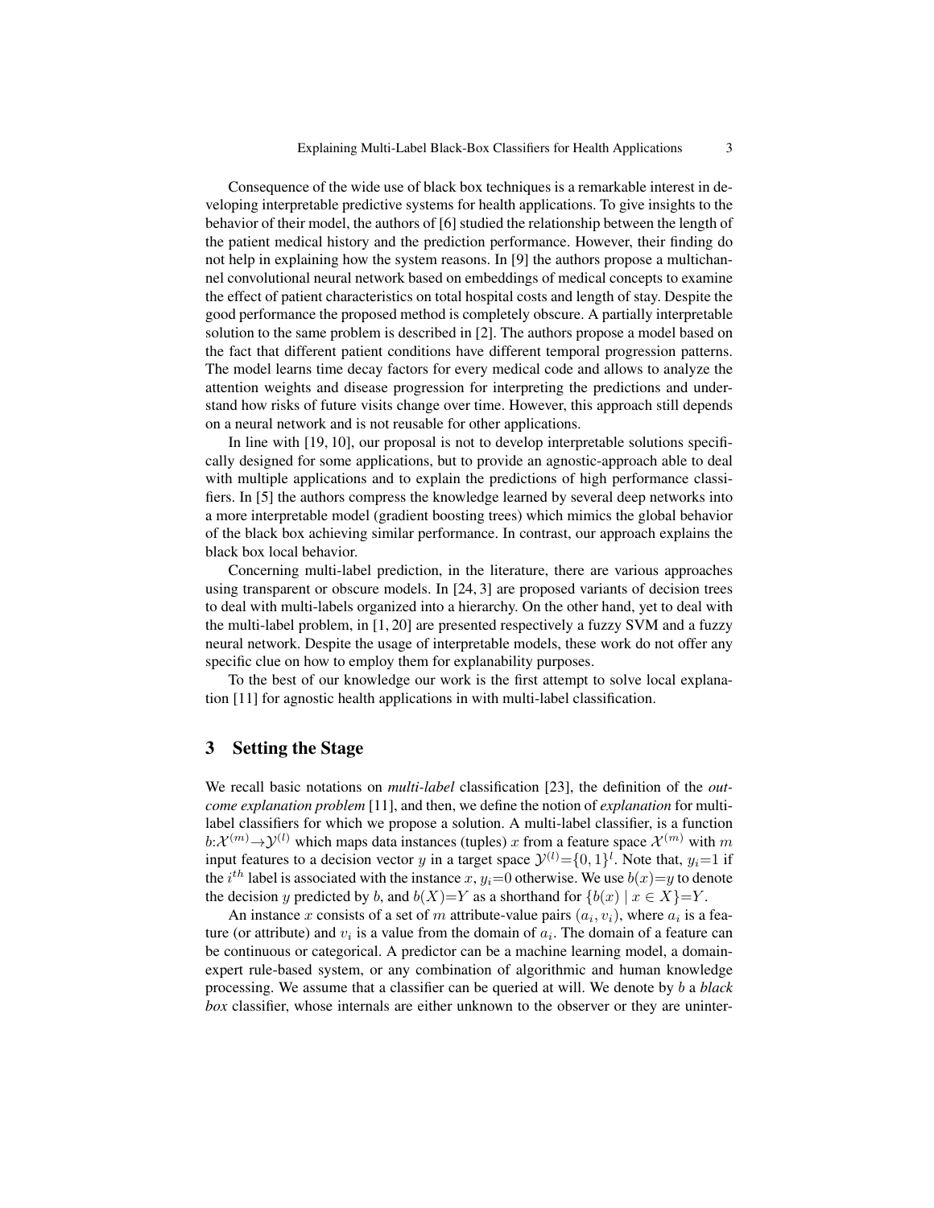Consequence of the wide use of black box techniques is a remarkable interest in developing interpretable predictive systems for health applications. To give insights to the behavior of their model, the authors of [6] studied the relationship between the length of the patient medical history and the prediction performance. However, their finding do not help in explaining how the system reasons. In [9] the authors propose a multichannel convolutional neural network based on embeddings of medical concepts to examine the effect of patient characteristics on total hospital costs and length of stay. Despite the good performance the proposed method is completely obscure. A partially interpretable solution to the same problem is described in [2]. The authors propose a model based on the fact that different patient conditions have different temporal progression patterns. The model learns time decay factors for every medical code and allows to analyze the attention weights and disease progression for interpreting the predictions and understand how risks of future visits change over time. However, this approach still depends on a neural network and is not reusable for other applications.

In line with [19, 10], our proposal is not to develop interpretable solutions specifically designed for some applications, but to provide an agnostic-approach able to deal with multiple applications and to explain the predictions of high performance classifiers. In [5] the authors compress the knowledge learned by several deep networks into a more interpretable model (gradient boosting trees) which mimics the global behavior of the black box achieving similar performance. In contrast, our approach explains the black box local behavior.

Concerning multi-label prediction, in the literature, there are various approaches using transparent or obscure models. In [24, 3] are proposed variants of decision trees to deal with multi-labels organized into a hierarchy. On the other hand, yet to deal with the multi-label problem, in [1, 20] are presented respectively a fuzzy SVM and a fuzzy neural network. Despite the usage of interpretable models, these work do not offer any specific clue on how to employ them for explanability purposes.

To the best of our knowledge our work is the first attempt to solve local explanation [11] for agnostic health applications in with multi-label classification.

## 3 Setting the Stage

We recall basic notations on *multi-label* classification [23], the definition of the *outcome explanation problem* [11], and then, we define the notion of *explanation* for multi-label classifiers for which we propose a solution. A multi-label classifier, is a function $b{:}\mathcal{X}^{(m)}{\rightarrow}\mathcal{Y}^{(l)}$ which maps data instances (tuples) $x$ from a feature space $\mathcal{X}^{(m)}$ with $m$ input features to a decision vector $y$ in a target space $\mathcal{Y}^{(l)}{=}\{0,1\}^l$. Note that, $y_i{=}1$ if the $i^{th}$ label is associated with the instance $x$, $y_i{=}0$ otherwise. We use $b(x){=}y$ to denote the decision $y$ predicted by $b$, and $b(X){=}Y$ as a shorthand for $\{b(x) \mid x \in X\}{=}Y$.

An instance $x$ consists of a set of $m$ attribute-value pairs $(a_i, v_i)$, where $a_i$ is a feature (or attribute) and $v_i$ is a value from the domain of $a_i$. The domain of a feature can be continuous or categorical. A predictor can be a machine learning model, a domain-expert rule-based system, or any combination of algorithmic and human knowledge processing. We assume that a classifier can be queried at will. We denote by $b$ a *black box* classifier, whose internals are either unknown to the observer or they are uninter-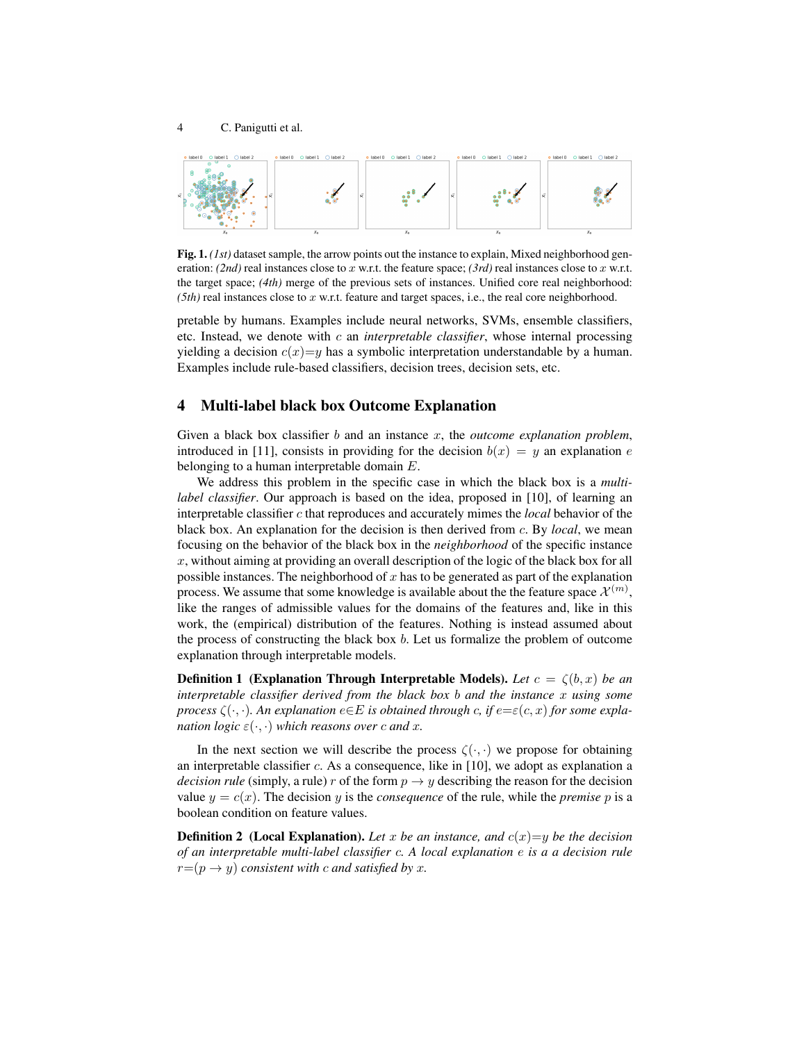**Fig. 1.** *(1st)* dataset sample, the arrow points out the instance to explain, Mixed neighborhood generation: *(2nd)* real instances close to $x$ w.r.t. the feature space; *(3rd)* real instances close to $x$ w.r.t. the target space; *(4th)* merge of the previous sets of instances. Unified core real neighborhood: *(5th)* real instances close to $x$ w.r.t. feature and target spaces, i.e., the real core neighborhood.

pretable by humans. Examples include neural networks, SVMs, ensemble classifiers, etc. Instead, we denote with $c$ an *interpretable classifier*, whose internal processing yielding a decision $c(x)=y$ has a symbolic interpretation understandable by a human. Examples include rule-based classifiers, decision trees, decision sets, etc.

## 4 Multi-label black box Outcome Explanation

Given a black box classifier $b$ and an instance $x$, the *outcome explanation problem*, introduced in [11], consists in providing for the decision $b(x) = y$ an explanation $e$ belonging to a human interpretable domain $E$.

We address this problem in the specific case in which the black box is a *multi-label classifier*. Our approach is based on the idea, proposed in [10], of learning an interpretable classifier $c$ that reproduces and accurately mimes the *local* behavior of the black box. An explanation for the decision is then derived from $c$. By *local*, we mean focusing on the behavior of the black box in the *neighborhood* of the specific instance $x$, without aiming at providing an overall description of the logic of the black box for all possible instances. The neighborhood of $x$ has to be generated as part of the explanation process. We assume that some knowledge is available about the the feature space $\mathcal{X}^{(m)}$, like the ranges of admissible values for the domains of the features and, like in this work, the (empirical) distribution of the features. Nothing is instead assumed about the process of constructing the black box $b$. Let us formalize the problem of outcome explanation through interpretable models.

**Definition 1 (Explanation Through Interpretable Models).** *Let $c = \zeta(b, x)$ be an interpretable classifier derived from the black box $b$ and the instance $x$ using some process $\zeta(\cdot, \cdot)$. An explanation $e \in E$ is obtained through $c$, if $e = \varepsilon(c, x)$ for some explanation logic $\varepsilon(\cdot, \cdot)$ which reasons over $c$ and $x$.*

In the next section we will describe the process $\zeta(\cdot, \cdot)$ we propose for obtaining an interpretable classifier $c$. As a consequence, like in [10], we adopt as explanation a *decision rule* (simply, a rule) $r$ of the form $p \rightarrow y$ describing the reason for the decision value $y = c(x)$. The decision $y$ is the *consequence* of the rule, while the *premise* $p$ is a boolean condition on feature values.

**Definition 2 (Local Explanation).** *Let $x$ be an instance, and $c(x)=y$ be the decision of an interpretable multi-label classifier $c$. A local explanation $e$ is a a decision rule $r=(p \rightarrow y)$ consistent with $c$ and satisfied by $x$.*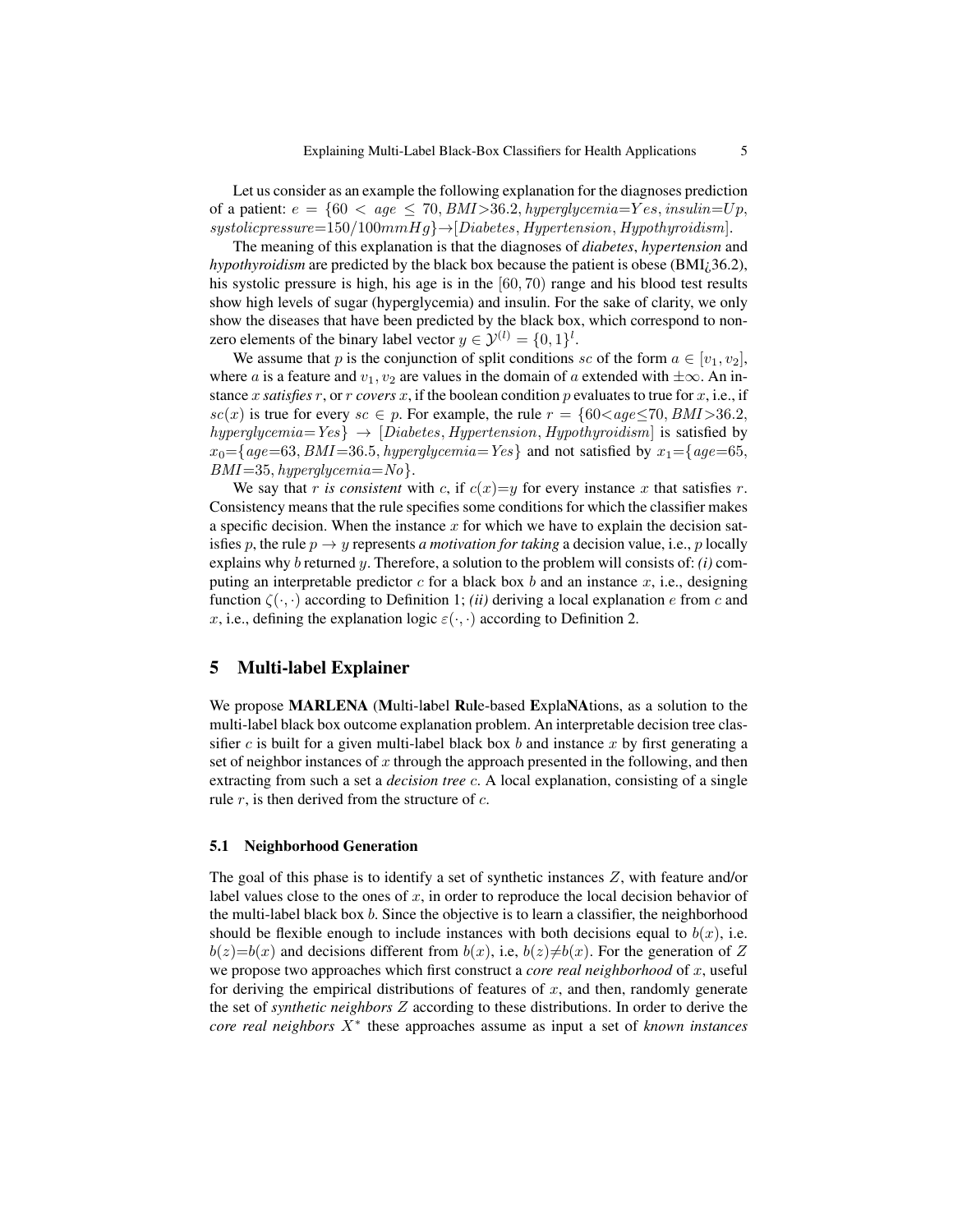Let us consider as an example the following explanation for the diagnoses prediction of a patient: $e = \{60 < age \leq 70, BMI{>}36.2, hyperglycemia{=}Yes, insulin{=}Up, systolicpressure{=}150/100mmHg\} {\rightarrow} [Diabetes, Hypertension, Hypothyroidism]$.

The meaning of this explanation is that the diagnoses of *diabetes*, *hypertension* and *hypothyroidism* are predicted by the black box because the patient is obese (BMI¿36.2), his systolic pressure is high, his age is in the $[60, 70)$ range and his blood test results show high levels of sugar (hyperglycemia) and insulin. For the sake of clarity, we only show the diseases that have been predicted by the black box, which correspond to non-zero elements of the binary label vector $y \in \mathcal{Y}^{(l)} = \{0, 1\}^l$.

We assume that $p$ is the conjunction of split conditions $sc$ of the form $a \in [v_1, v_2]$, where $a$ is a feature and $v_1, v_2$ are values in the domain of $a$ extended with $\pm\infty$. An instance $x$ *satisfies* $r$, or $r$ *covers* $x$, if the boolean condition $p$ evaluates to true for $x$, i.e., if $sc(x)$ is true for every $sc \in p$. For example, the rule $r = \{60{<}age{\leq}70, BMI{>}36.2, hyperglycemia{=}Yes\} \rightarrow [Diabetes, Hypertension, Hypothyroidism]$ is satisfied by $x_0{=}\{age{=}63, BMI{=}36.5, hyperglycemia{=}Yes\}$ and not satisfied by $x_1{=}\{age{=}65, BMI{=}35, hyperglycemia{=}No\}$.

We say that $r$ *is consistent* with $c$, if $c(x){=}y$ for every instance $x$ that satisfies $r$. Consistency means that the rule specifies some conditions for which the classifier makes a specific decision. When the instance $x$ for which we have to explain the decision satisfies $p$, the rule $p \rightarrow y$ represents *a motivation for taking* a decision value, i.e., $p$ locally explains why $b$ returned $y$. Therefore, a solution to the problem will consists of: *(i)* computing an interpretable predictor $c$ for a black box $b$ and an instance $x$, i.e., designing function $\zeta(\cdot, \cdot)$ according to Definition 1; *(ii)* deriving a local explanation $e$ from $c$ and $x$, i.e., defining the explanation logic $\varepsilon(\cdot, \cdot)$ according to Definition 2.

## 5 Multi-label Explainer

We propose **MARLENA** (**M**ulti-l**a**bel **R**u**l**e-based **E**xpla**NA**tions, as a solution to the multi-label black box outcome explanation problem. An interpretable decision tree classifier $c$ is built for a given multi-label black box $b$ and instance $x$ by first generating a set of neighbor instances of $x$ through the approach presented in the following, and then extracting from such a set a *decision tree* $c$. A local explanation, consisting of a single rule $r$, is then derived from the structure of $c$.

### 5.1 Neighborhood Generation

The goal of this phase is to identify a set of synthetic instances $Z$, with feature and/or label values close to the ones of $x$, in order to reproduce the local decision behavior of the multi-label black box $b$. Since the objective is to learn a classifier, the neighborhood should be flexible enough to include instances with both decisions equal to $b(x)$, i.e. $b(z){=}b(x)$ and decisions different from $b(x)$, i.e, $b(z){\neq}b(x)$. For the generation of $Z$ we propose two approaches which first construct a *core real neighborhood* of $x$, useful for deriving the empirical distributions of features of $x$, and then, randomly generate the set of *synthetic neighbors* $Z$ according to these distributions. In order to derive the *core real neighbors* $X^*$ these approaches assume as input a set of *known instances*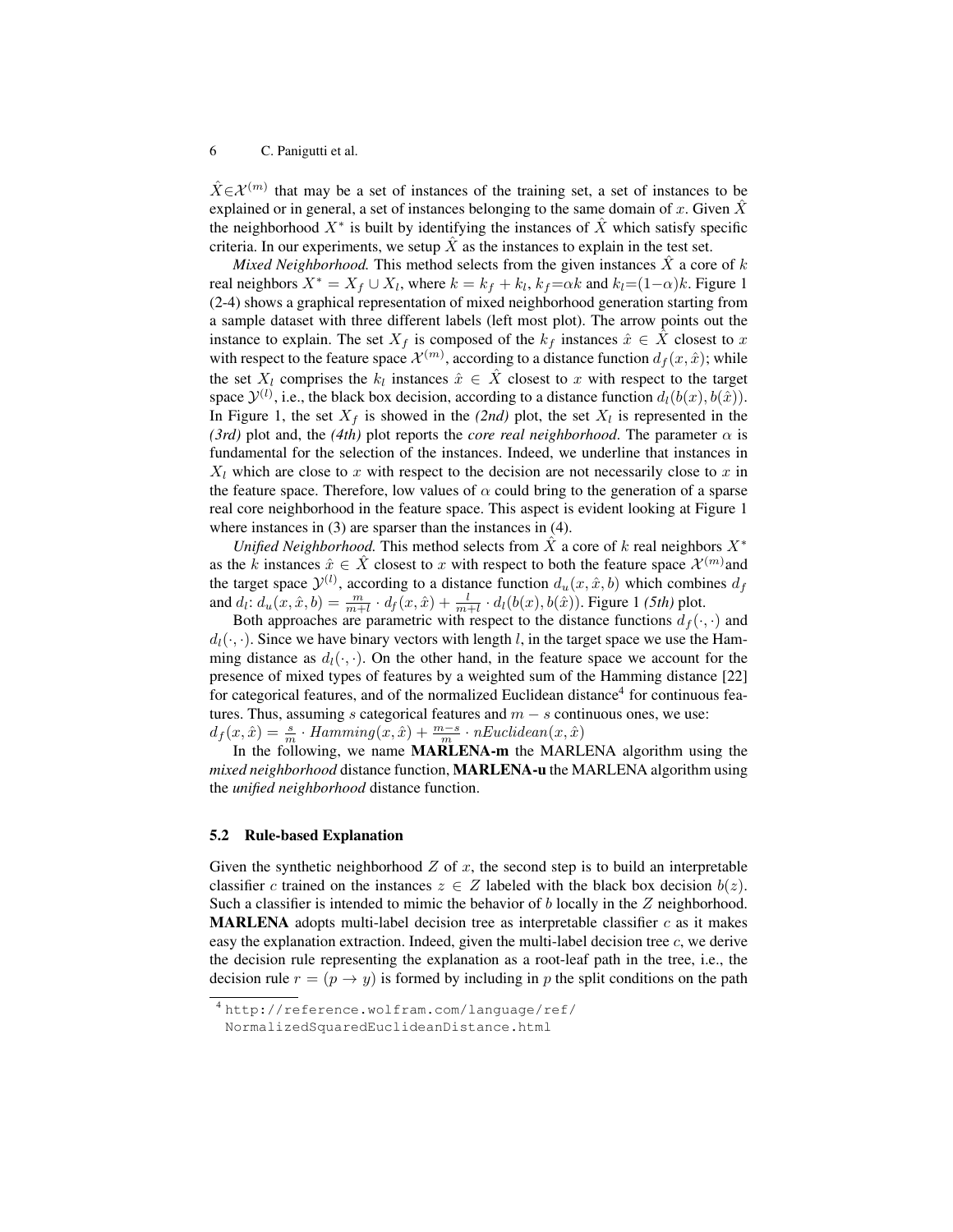$\hat{X}\in\mathcal{X}^{(m)}$ that may be a set of instances of the training set, a set of instances to be explained or in general, a set of instances belonging to the same domain of $x$. Given $\hat{X}$ the neighborhood $X^*$ is built by identifying the instances of $\hat{X}$ which satisfy specific criteria. In our experiments, we setup $\hat{X}$ as the instances to explain in the test set.

*Mixed Neighborhood.* This method selects from the given instances $\hat{X}$ a core of $k$ real neighbors $X^* = X_f \cup X_l$, where $k = k_f + k_l$, $k_f{=}\alpha k$ and $k_l{=}(1{-}\alpha)k$. Figure 1 (2-4) shows a graphical representation of mixed neighborhood generation starting from a sample dataset with three different labels (left most plot). The arrow points out the instance to explain. The set $X_f$ is composed of the $k_f$ instances $\hat{x} \in \hat{X}$ closest to $x$ with respect to the feature space $\mathcal{X}^{(m)}$, according to a distance function $d_f(x, \hat{x})$; while the set $X_l$ comprises the $k_l$ instances $\hat{x} \in \hat{X}$ closest to $x$ with respect to the target space $\mathcal{Y}^{(l)}$, i.e., the black box decision, according to a distance function $d_l(b(x), b(\hat{x}))$. In Figure 1, the set $X_f$ is showed in the *(2nd)* plot, the set $X_l$ is represented in the *(3rd)* plot and, the *(4th)* plot reports the *core real neighborhood*. The parameter $\alpha$ is fundamental for the selection of the instances. Indeed, we underline that instances in $X_l$ which are close to $x$ with respect to the decision are not necessarily close to $x$ in the feature space. Therefore, low values of $\alpha$ could bring to the generation of a sparse real core neighborhood in the feature space. This aspect is evident looking at Figure 1 where instances in (3) are sparser than the instances in (4).

*Unified Neighborhood.* This method selects from $\hat{X}$ a core of $k$ real neighbors $X^*$ as the $k$ instances $\hat{x} \in \hat{X}$ closest to $x$ with respect to both the feature space $\mathcal{X}^{(m)}$and the target space $\mathcal{Y}^{(l)}$, according to a distance function $d_u(x, \hat{x}, b)$ which combines $d_f$ and $d_l$: $d_u(x, \hat{x}, b) = \frac{m}{m+l} \cdot d_f(x, \hat{x}) + \frac{l}{m+l} \cdot d_l(b(x), b(\hat{x}))$. Figure 1 *(5th)* plot.

Both approaches are parametric with respect to the distance functions $d_f(\cdot, \cdot)$ and $d_l(\cdot, \cdot)$. Since we have binary vectors with length $l$, in the target space we use the Hamming distance as $d_l(\cdot, \cdot)$. On the other hand, in the feature space we account for the presence of mixed types of features by a weighted sum of the Hamming distance [22] for categorical features, and of the normalized Euclidean distance[4] for continuous features. Thus, assuming $s$ categorical features and $m - s$ continuous ones, we use: $d_f(x, \hat{x}) = \frac{s}{m} \cdot \mathit{Hamming}(x, \hat{x}) + \frac{m-s}{m} \cdot \mathit{nEuclidean}(x, \hat{x})$

In the following, we name **MARLENA-m** the MARLENA algorithm using the *mixed neighborhood* distance function, **MARLENA-u** the MARLENA algorithm using the *unified neighborhood* distance function.

### 5.2 Rule-based Explanation

Given the synthetic neighborhood $Z$ of $x$, the second step is to build an interpretable classifier $c$ trained on the instances $z \in Z$ labeled with the black box decision $b(z)$. Such a classifier is intended to mimic the behavior of $b$ locally in the $Z$ neighborhood. **MARLENA** adopts multi-label decision tree as interpretable classifier $c$ as it makes easy the explanation extraction. Indeed, given the multi-label decision tree $c$, we derive the decision rule representing the explanation as a root-leaf path in the tree, i.e., the decision rule $r = (p \to y)$ is formed by including in $p$ the split conditions on the path

[4] http://reference.wolfram.com/language/ref/NormalizedSquaredEuclideanDistance.html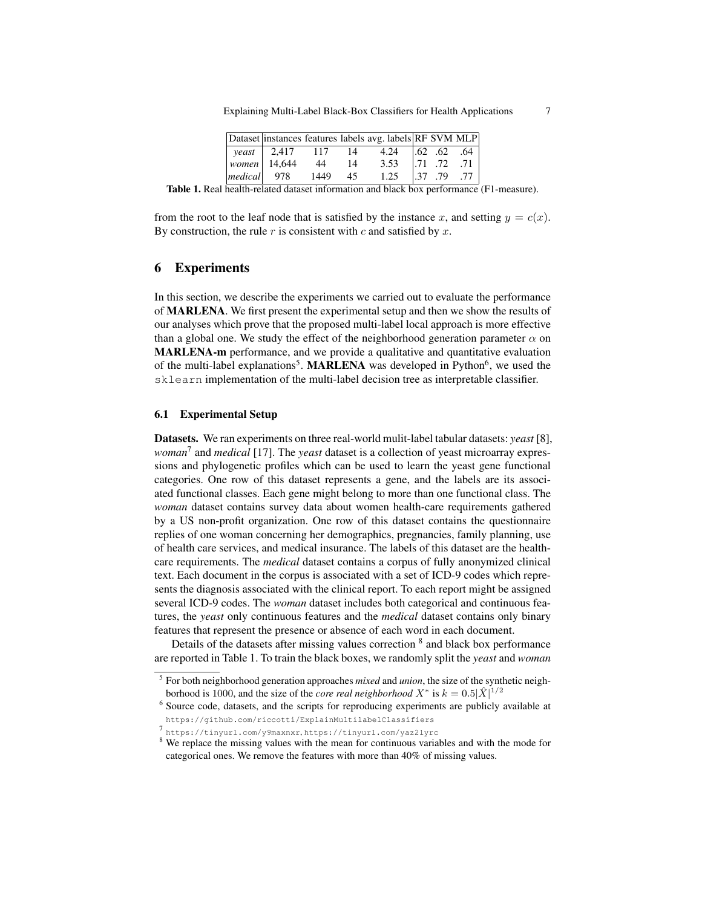| Dataset | instances | features | labels | avg. labels | RF | SVM | MLP |
|---|---|---|---|---|---|---|---|
| *yeast* | 2,417 | 117 | 14 | 4.24 | .62 | .62 | .64 |
| *women* | 14,644 | 44 | 14 | 3.53 | .71 | .72 | .71 |
| *medical* | 978 | 1449 | 45 | 1.25 | .37 | .79 | .77 |

**Table 1.** Real health-related dataset information and black box performance (F1-measure).

from the root to the leaf node that is satisfied by the instance $x$, and setting $y = c(x)$. By construction, the rule $r$ is consistent with $c$ and satisfied by $x$.

## 6 Experiments

In this section, we describe the experiments we carried out to evaluate the performance of **MARLENA**. We first present the experimental setup and then we show the results of our analyses which prove that the proposed multi-label local approach is more effective than a global one. We study the effect of the neighborhood generation parameter $\alpha$ on **MARLENA-m** performance, and we provide a qualitative and quantitative evaluation of the multi-label explanations[5]. **MARLENA** was developed in Python[6], we used the `sklearn` implementation of the multi-label decision tree as interpretable classifier.

### 6.1 Experimental Setup

**Datasets.** We ran experiments on three real-world mulit-label tabular datasets: *yeast* [8], *woman*[7] and *medical* [17]. The *yeast* dataset is a collection of yeast microarray expressions and phylogenetic profiles which can be used to learn the yeast gene functional categories. One row of this dataset represents a gene, and the labels are its associated functional classes. Each gene might belong to more than one functional class. The *woman* dataset contains survey data about women health-care requirements gathered by a US non-profit organization. One row of this dataset contains the questionnaire replies of one woman concerning her demographics, pregnancies, family planning, use of health care services, and medical insurance. The labels of this dataset are the health-care requirements. The *medical* dataset contains a corpus of fully anonymized clinical text. Each document in the corpus is associated with a set of ICD-9 codes which represents the diagnosis associated with the clinical report. To each report might be assigned several ICD-9 codes. The *woman* dataset includes both categorical and continuous features, the *yeast* only continuous features and the *medical* dataset contains only binary features that represent the presence or absence of each word in each document.

Details of the datasets after missing values correction [8] and black box performance are reported in Table 1. To train the black boxes, we randomly split the *yeast* and *woman*

---

[5] For both neighborhood generation approaches *mixed* and *union*, the size of the synthetic neighborhood is 1000, and the size of the *core real neighborhood* $X^*$ is $k = 0.5|\hat{X}|^{1/2}$

[6] Source code, datasets, and the scripts for reproducing experiments are publicly available at https://github.com/riccotti/ExplainMultilabelClassifiers

[7] https://tinyurl.com/y9maxnxr, https://tinyurl.com/yaz2lyrc

[8] We replace the missing values with the mean for continuous variables and with the mode for categorical ones. We remove the features with more than 40% of missing values.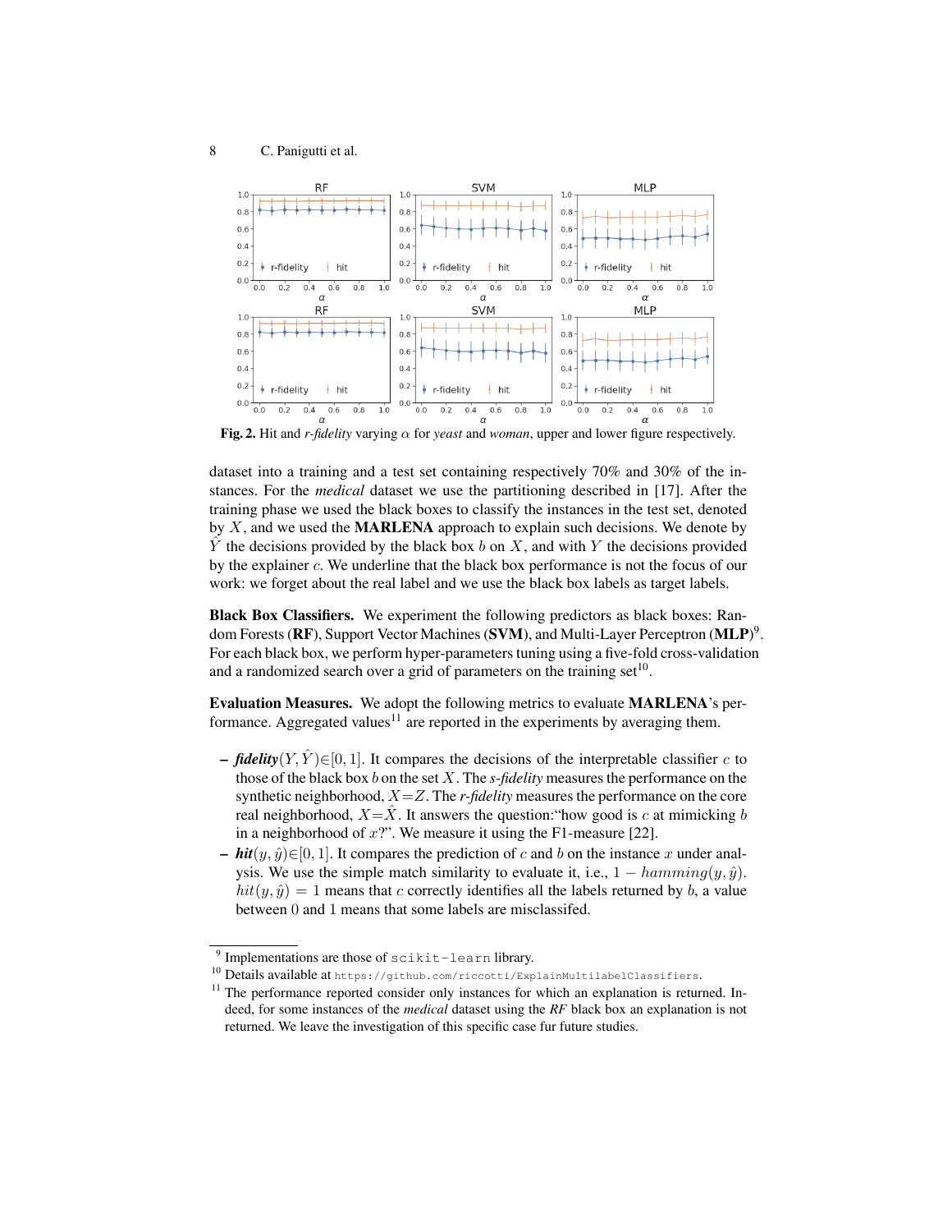RF

1.0
0.8
0.6
0.4
0.2
0.0

r-fidelity hit

0.0 0.2 0.4 0.6 0.8 1.0

$\alpha$

SVM

1.0
0.8
0.6
0.4
0.2
0.0

r-fidelity hit

0.0 0.2 0.4 0.6 0.8 1.0

$\alpha$

MLP

1.0
0.8
0.6
0.4
0.2
0.0

r-fidelity hit

0.0 0.2 0.4 0.6 0.8 1.0

$\alpha$

RF

1.0
0.8
0.6
0.4
0.2
0.0

r-fidelity hit

0.0 0.2 0.4 0.6 0.8 1.0

$\alpha$

SVM

1.0
0.8
0.6
0.4
0.2
0.0

r-fidelity hit

0.0 0.2 0.4 0.6 0.8 1.0

$\alpha$

MLP

1.0
0.8
0.6
0.4
0.2
0.0

r-fidelity hit

0.0 0.2 0.4 0.6 0.8 1.0

$\alpha$

**Fig. 2.** Hit and *r-fidelity* varying $\alpha$ for *yeast* and *woman*, upper and lower figure respectively.

dataset into a training and a test set containing respectively 70% and 30% of the instances. For the *medical* dataset we use the partitioning described in [17]. After the training phase we used the black boxes to classify the instances in the test set, denoted by $X$, and we used the **MARLENA** approach to explain such decisions. We denote by $\hat{Y}$ the decisions provided by the black box $b$ on $X$, and with $Y$ the decisions provided by the explainer $c$. We underline that the black box performance is not the focus of our work: we forget about the real label and we use the black box labels as target labels.

**Black Box Classifiers.** We experiment the following predictors as black boxes: Random Forests (**RF**), Support Vector Machines (**SVM**), and Multi-Layer Perceptron (**MLP**)[9]. For each black box, we perform hyper-parameters tuning using a five-fold cross-validation and a randomized search over a grid of parameters on the training set[10].

**Evaluation Measures.** We adopt the following metrics to evaluate **MARLENA**'s performance. Aggregated values[11] are reported in the experiments by averaging them.

- ***fidelity***$(Y, \hat{Y}) \in [0, 1]$. It compares the decisions of the interpretable classifier $c$ to those of the black box $b$ on the set $X$. The *s-fidelity* measures the performance on the synthetic neighborhood, $X = Z$. The *r-fidelity* measures the performance on the core real neighborhood, $X = \hat{X}$. It answers the question:"how good is $c$ at mimicking $b$ in a neighborhood of $x$?". We measure it using the F1-measure [22].
- ***hit***$(y, \hat{y}) \in [0, 1]$. It compares the prediction of $c$ and $b$ on the instance $x$ under analysis. We use the simple match similarity to evaluate it, i.e., $1 - hamming(y, \hat{y})$. $hit(y, \hat{y}) = 1$ means that $c$ correctly identifies all the labels returned by $b$, a value between 0 and 1 means that some labels are misclassifed.

[9] Implementations are those of `scikit-learn` library.

[10] Details available at `https://github.com/riccotti/ExplainMultilabelClassifiers`.

[11] The performance reported consider only instances for which an explanation is returned. Indeed, for some instances of the *medical* dataset using the *RF* black box an explanation is not returned. We leave the investigation of this specific case fur future studies.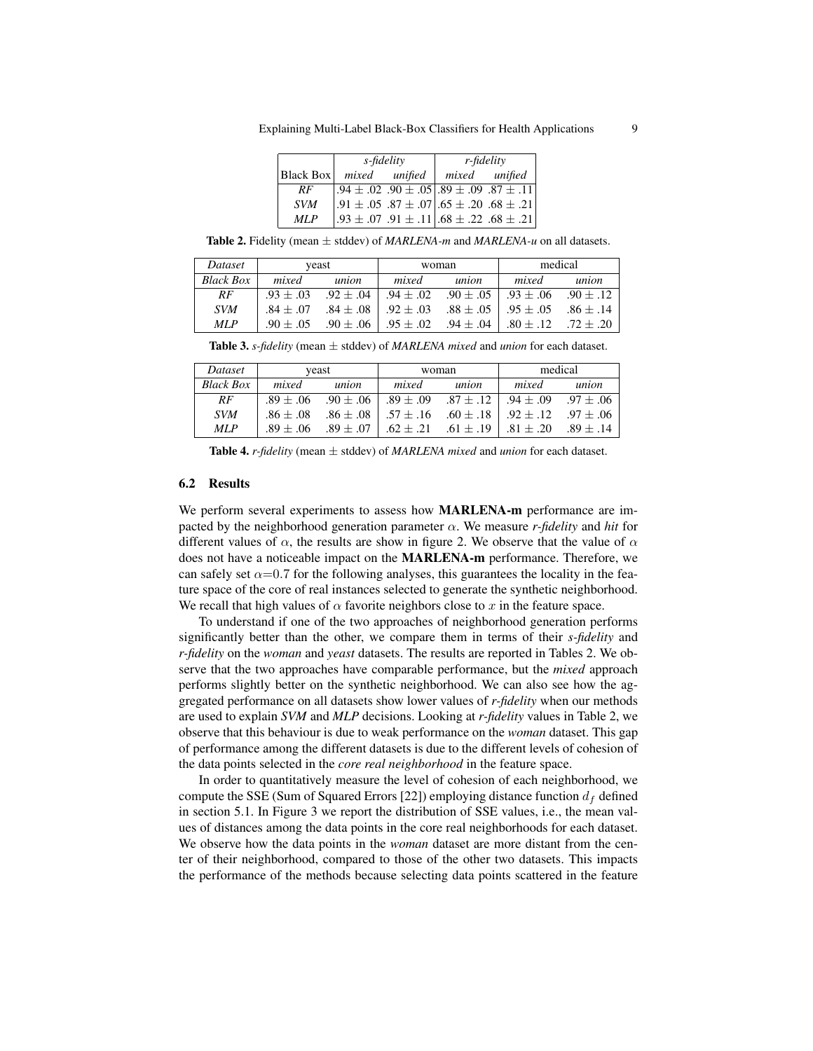| | *s-fidelity* | | *r-fidelity* | |
|---|---|---|---|---|
| Black Box | *mixed* | *unified* | *mixed* | *unified* |
| *RF* | .94 ± .02 | .90 ± .05 | .89 ± .09 | .87 ± .11 |
| *SVM* | .91 ± .05 | .87 ± .07 | .65 ± .20 | .68 ± .21 |
| *MLP* | .93 ± .07 | .91 ± .11 | .68 ± .22 | .68 ± .21 |

**Table 2.** Fidelity (mean ± stddev) of *MARLENA-m* and *MARLENA-u* on all datasets.

| *Dataset* | yeast | | woman | | medical | |
|---|---|---|---|---|---|---|
| *Black Box* | *mixed* | *union* | *mixed* | *union* | *mixed* | *union* |
| *RF* | .93 ± .03 | .92 ± .04 | .94 ± .02 | .90 ± .05 | .93 ± .06 | .90 ± .12 |
| *SVM* | .84 ± .07 | .84 ± .08 | .92 ± .03 | .88 ± .05 | .95 ± .05 | .86 ± .14 |
| *MLP* | .90 ± .05 | .90 ± .06 | .95 ± .02 | .94 ± .04 | .80 ± .12 | .72 ± .20 |

**Table 3.** *s-fidelity* (mean ± stddev) of *MARLENA mixed* and *union* for each dataset.

| *Dataset* | yeast | | woman | | medical | |
|---|---|---|---|---|---|---|
| *Black Box* | *mixed* | *union* | *mixed* | *union* | *mixed* | *union* |
| *RF* | .89 ± .06 | .90 ± .06 | .89 ± .09 | .87 ± .12 | .94 ± .09 | .97 ± .06 |
| *SVM* | .86 ± .08 | .86 ± .08 | .57 ± .16 | .60 ± .18 | .92 ± .12 | .97 ± .06 |
| *MLP* | .89 ± .06 | .89 ± .07 | .62 ± .21 | .61 ± .19 | .81 ± .20 | .89 ± .14 |

**Table 4.** *r-fidelity* (mean ± stddev) of *MARLENA mixed* and *union* for each dataset.

### 6.2 Results

We perform several experiments to assess how **MARLENA-m** performance are impacted by the neighborhood generation parameter $\alpha$. We measure *r-fidelity* and *hit* for different values of $\alpha$, the results are show in figure 2. We observe that the value of $\alpha$ does not have a noticeable impact on the **MARLENA-m** performance. Therefore, we can safely set $\alpha$=0.7 for the following analyses, this guarantees the locality in the feature space of the core of real instances selected to generate the synthetic neighborhood. We recall that high values of $\alpha$ favorite neighbors close to $x$ in the feature space.

To understand if one of the two approaches of neighborhood generation performs significantly better than the other, we compare them in terms of their *s-fidelity* and *r-fidelity* on the *woman* and *yeast* datasets. The results are reported in Tables 2. We observe that the two approaches have comparable performance, but the *mixed* approach performs slightly better on the synthetic neighborhood. We can also see how the aggregated performance on all datasets show lower values of *r-fidelity* when our methods are used to explain *SVM* and *MLP* decisions. Looking at *r-fidelity* values in Table 2, we observe that this behaviour is due to weak performance on the *woman* dataset. This gap of performance among the different datasets is due to the different levels of cohesion of the data points selected in the *core real neighborhood* in the feature space.

In order to quantitatively measure the level of cohesion of each neighborhood, we compute the SSE (Sum of Squared Errors [22]) employing distance function $d_f$ defined in section 5.1. In Figure 3 we report the distribution of SSE values, i.e., the mean values of distances among the data points in the core real neighborhoods for each dataset. We observe how the data points in the *woman* dataset are more distant from the center of their neighborhood, compared to those of the other two datasets. This impacts the performance of the methods because selecting data points scattered in the feature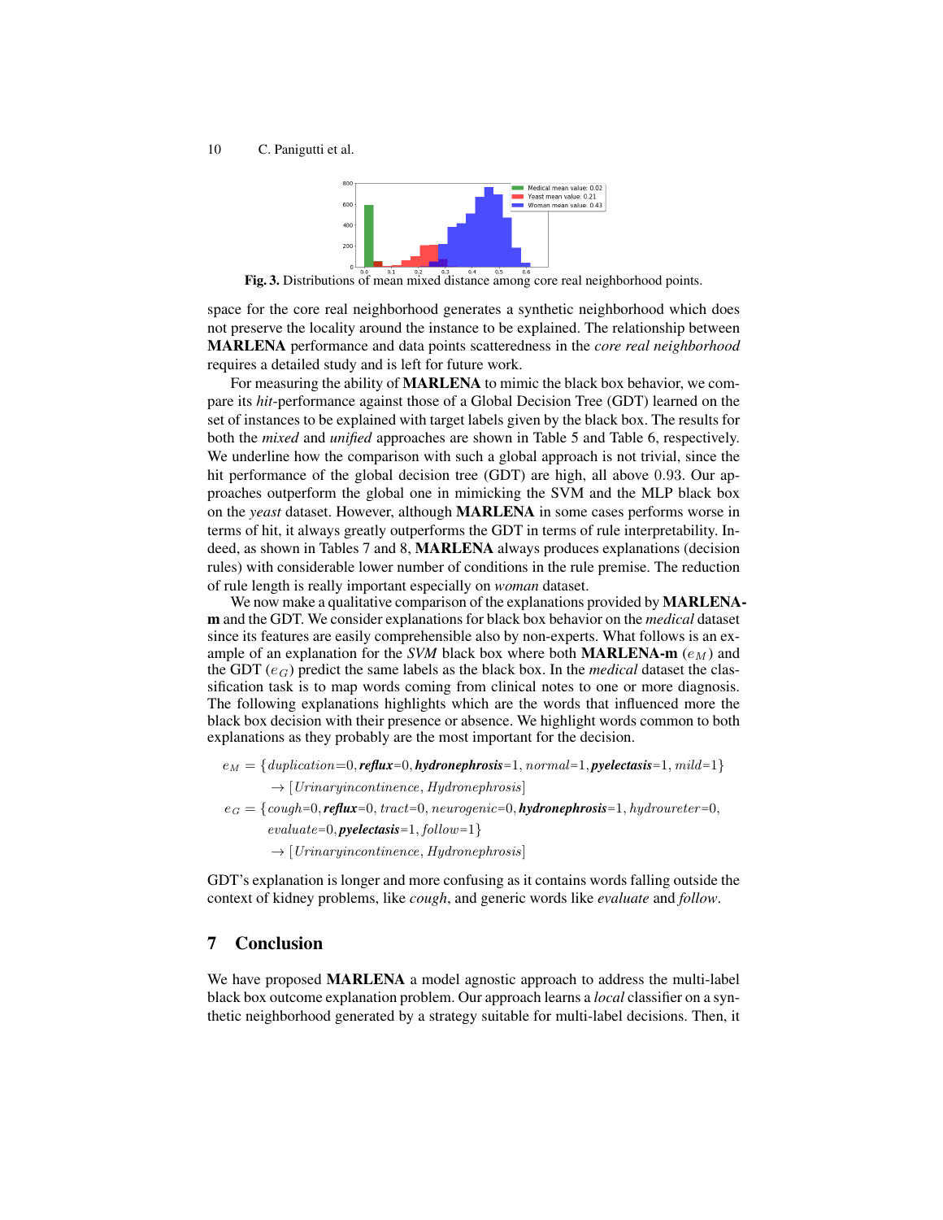800
600
400
200
0
0.0 0.1 0.2 0.3 0.4 0.5 0.6

Medical mean value: 0.02
Yeast mean value: 0.21
Woman mean value: 0.43

**Fig. 3.** Distributions of mean mixed distance among core real neighborhood points.

space for the core real neighborhood generates a synthetic neighborhood which does not preserve the locality around the instance to be explained. The relationship between **MARLENA** performance and data points scatteredness in the *core real neighborhood* requires a detailed study and is left for future work.

For measuring the ability of **MARLENA** to mimic the black box behavior, we compare its *hit*-performance against those of a Global Decision Tree (GDT) learned on the set of instances to be explained with target labels given by the black box. The results for both the *mixed* and *unified* approaches are shown in Table 5 and Table 6, respectively. We underline how the comparison with such a global approach is not trivial, since the hit performance of the global decision tree (GDT) are high, all above 0.93. Our approaches outperform the global one in mimicking the SVM and the MLP black box on the *yeast* dataset. However, although **MARLENA** in some cases performs worse in terms of hit, it always greatly outperforms the GDT in terms of rule interpretability. Indeed, as shown in Tables 7 and 8, **MARLENA** always produces explanations (decision rules) with considerable lower number of conditions in the rule premise. The reduction of rule length is really important especially on *woman* dataset.

We now make a qualitative comparison of the explanations provided by **MARLENA-m** and the GDT. We consider explanations for black box behavior on the *medical* dataset since its features are easily comprehensible also by non-experts. What follows is an example of an explanation for the *SVM* black box where both **MARLENA-m** ($e_M$) and the GDT ($e_G$) predict the same labels as the black box. In the *medical* dataset the classification task is to map words coming from clinical notes to one or more diagnosis. The following explanations highlights which are the words that influenced more the black box decision with their presence or absence. We highlight words common to both explanations as they probably are the most important for the decision.

$$
\begin{aligned}
e_M &= \{duplication{=}0, \boldsymbol{reflux}{=}0, \boldsymbol{hydronephrosis}{=}1, normal{=}1, \boldsymbol{pyelectasis}{=}1, mild{=}1\} \\
&\quad \rightarrow [Urinaryincontinence, Hydronephrosis] \\
e_G &= \{cough{=}0, \boldsymbol{reflux}{=}0, tract{=}0, neurogenic{=}0, \boldsymbol{hydronephrosis}{=}1, hydroureter{=}0, \\
&\quad evaluate{=}0, \boldsymbol{pyelectasis}{=}1, follow{=}1\} \\
&\quad \rightarrow [Urinaryincontinence, Hydronephrosis]
\end{aligned}
$$

GDT's explanation is longer and more confusing as it contains words falling outside the context of kidney problems, like *cough*, and generic words like *evaluate* and *follow*.

## 7 Conclusion

We have proposed **MARLENA** a model agnostic approach to address the multi-label black box outcome explanation problem. Our approach learns a *local* classifier on a synthetic neighborhood generated by a strategy suitable for multi-label decisions. Then, it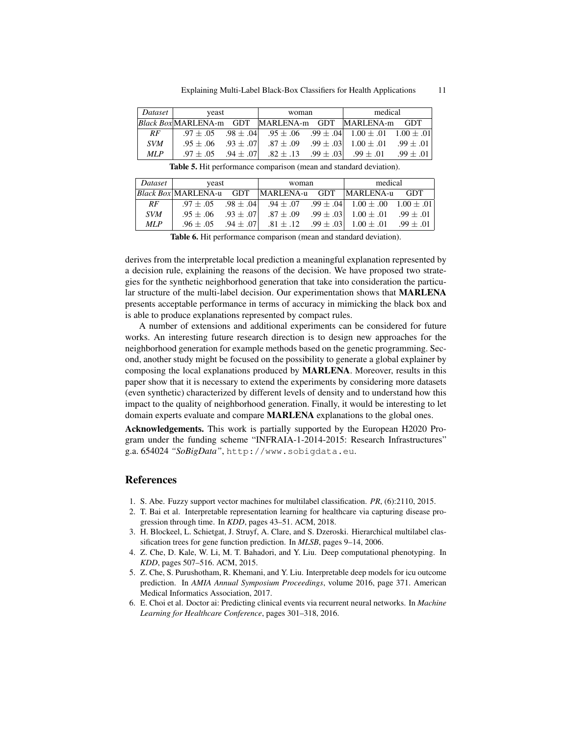| *Dataset* | yeast | | woman | | medical | |
|---|---|---|---|---|---|---|
| *Black Box* | MARLENA-m | GDT | MARLENA-m | GDT | MARLENA-m | GDT |
| *RF* | $.97 \pm .05$ | $.98 \pm .04$ | $.95 \pm .06$ | $.99 \pm .04$ | $1.00 \pm .01$ | $1.00 \pm .01$ |
| *SVM* | $.95 \pm .06$ | $.93 \pm .07$ | $.87 \pm .09$ | $.99 \pm .03$ | $1.00 \pm .01$ | $.99 \pm .01$ |
| *MLP* | $.97 \pm .05$ | $.94 \pm .07$ | $.82 \pm .13$ | $.99 \pm .03$ | $.99 \pm .01$ | $.99 \pm .01$ |

**Table 5.** Hit performance comparison (mean and standard deviation).

| *Dataset* | yeast | | woman | | medical | |
|---|---|---|---|---|---|---|
| *Black Box* | MARLENA-u | GDT | MARLENA-u | GDT | MARLENA-u | GDT |
| *RF* | $.97 \pm .05$ | $.98 \pm .04$ | $.94 \pm .07$ | $.99 \pm .04$ | $1.00 \pm .00$ | $1.00 \pm .01$ |
| *SVM* | $.95 \pm .06$ | $.93 \pm .07$ | $.87 \pm .09$ | $.99 \pm .03$ | $1.00 \pm .01$ | $.99 \pm .01$ |
| *MLP* | $.96 \pm .05$ | $.94 \pm .07$ | $.81 \pm .12$ | $.99 \pm .03$ | $1.00 \pm .01$ | $.99 \pm .01$ |

**Table 6.** Hit performance comparison (mean and standard deviation).

derives from the interpretable local prediction a meaningful explanation represented by a decision rule, explaining the reasons of the decision. We have proposed two strategies for the synthetic neighborhood generation that take into consideration the particular structure of the multi-label decision. Our experimentation shows that **MARLENA** presents acceptable performance in terms of accuracy in mimicking the black box and is able to produce explanations represented by compact rules.

A number of extensions and additional experiments can be considered for future works. An interesting future research direction is to design new approaches for the neighborhood generation for example methods based on the genetic programming. Second, another study might be focused on the possibility to generate a global explainer by composing the local explanations produced by **MARLENA**. Moreover, results in this paper show that it is necessary to extend the experiments by considering more datasets (even synthetic) characterized by different levels of density and to understand how this impact to the quality of neighborhood generation. Finally, it would be interesting to let domain experts evaluate and compare **MARLENA** explanations to the global ones.

**Acknowledgements.** This work is partially supported by the European H2020 Program under the funding scheme "INFRAIA-1-2014-2015: Research Infrastructures" g.a. 654024 *"SoBigData"*, `http://www.sobigdata.eu`.

## References

1. S. Abe. Fuzzy support vector machines for multilabel classification. *PR*, (6):2110, 2015.
2. T. Bai et al. Interpretable representation learning for healthcare via capturing disease progression through time. In *KDD*, pages 43–51. ACM, 2018.
3. H. Blockeel, L. Schietgat, J. Struyf, A. Clare, and S. Dzeroski. Hierarchical multilabel classification trees for gene function prediction. In *MLSB*, pages 9–14, 2006.
4. Z. Che, D. Kale, W. Li, M. T. Bahadori, and Y. Liu. Deep computational phenotyping. In *KDD*, pages 507–516. ACM, 2015.
5. Z. Che, S. Purushotham, R. Khemani, and Y. Liu. Interpretable deep models for icu outcome prediction. In *AMIA Annual Symposium Proceedings*, volume 2016, page 371. American Medical Informatics Association, 2017.
6. E. Choi et al. Doctor ai: Predicting clinical events via recurrent neural networks. In *Machine Learning for Healthcare Conference*, pages 301–318, 2016.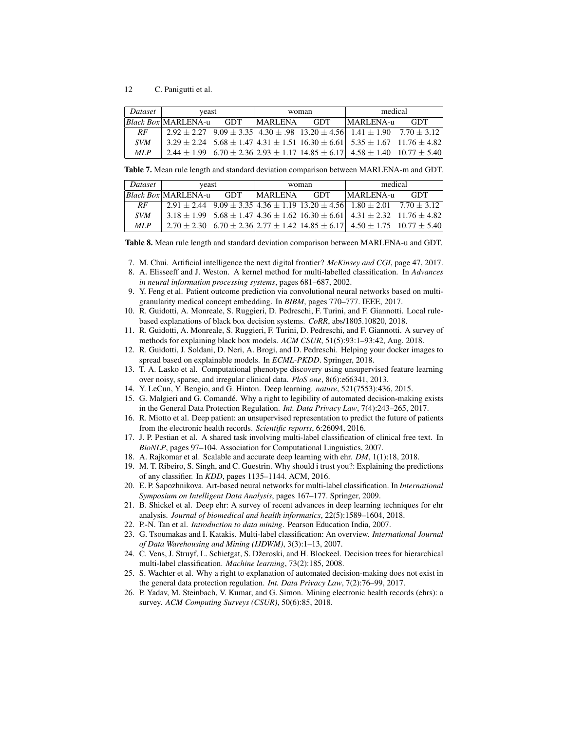| *Dataset* | yeast | | woman | | medical | |
|---|---|---|---|---|---|---|
| *Black Box* | MARLENA-u | GDT | MARLENA | GDT | MARLENA-u | GDT |
| *RF* | $2.92 \pm 2.27$ | $9.09 \pm 3.35$ | $4.30 \pm .98$ | $13.20 \pm 4.56$ | $1.41 \pm 1.90$ | $7.70 \pm 3.12$ |
| *SVM* | $3.29 \pm 2.24$ | $5.68 \pm 1.47$ | $4.31 \pm 1.51$ | $16.30 \pm 6.61$ | $5.35 \pm 1.67$ | $11.76 \pm 4.82$ |
| *MLP* | $2.44 \pm 1.99$ | $6.70 \pm 2.36$ | $2.93 \pm 1.17$ | $14.85 \pm 6.17$ | $4.58 \pm 1.40$ | $10.77 \pm 5.40$ |

**Table 7.** Mean rule length and standard deviation comparison between MARLENA-m and GDT.

| *Dataset* | yeast | | woman | | medical | |
|---|---|---|---|---|---|---|
| *Black Box* | MARLENA-u | GDT | MARLENA | GDT | MARLENA-u | GDT |
| *RF* | $2.91 \pm 2.44$ | $9.09 \pm 3.35$ | $4.36 \pm 1.19$ | $13.20 \pm 4.56$ | $1.80 \pm 2.01$ | $7.70 \pm 3.12$ |
| *SVM* | $3.18 \pm 1.99$ | $5.68 \pm 1.47$ | $4.36 \pm 1.62$ | $16.30 \pm 6.61$ | $4.31 \pm 2.32$ | $11.76 \pm 4.82$ |
| *MLP* | $2.70 \pm 2.30$ | $6.70 \pm 2.36$ | $2.77 \pm 1.42$ | $14.85 \pm 6.17$ | $4.50 \pm 1.75$ | $10.77 \pm 5.40$ |

**Table 8.** Mean rule length and standard deviation comparison between MARLENA-u and GDT.

7. M. Chui. Artificial intelligence the next digital frontier? *McKinsey and CGI*, page 47, 2017.
8. A. Elisseeff and J. Weston. A kernel method for multi-labelled classification. In *Advances in neural information processing systems*, pages 681–687, 2002.
9. Y. Feng et al. Patient outcome prediction via convolutional neural networks based on multi-granularity medical concept embedding. In *BIBM*, pages 770–777. IEEE, 2017.
10. R. Guidotti, A. Monreale, S. Ruggieri, D. Pedreschi, F. Turini, and F. Giannotti. Local rule-based explanations of black box decision systems. *CoRR*, abs/1805.10820, 2018.
11. R. Guidotti, A. Monreale, S. Ruggieri, F. Turini, D. Pedreschi, and F. Giannotti. A survey of methods for explaining black box models. *ACM CSUR*, 51(5):93:1–93:42, Aug. 2018.
12. R. Guidotti, J. Soldani, D. Neri, A. Brogi, and D. Pedreschi. Helping your docker images to spread based on explainable models. In *ECML-PKDD*. Springer, 2018.
13. T. A. Lasko et al. Computational phenotype discovery using unsupervised feature learning over noisy, sparse, and irregular clinical data. *PloS one*, 8(6):e66341, 2013.
14. Y. LeCun, Y. Bengio, and G. Hinton. Deep learning. *nature*, 521(7553):436, 2015.
15. G. Malgieri and G. Comandé. Why a right to legibility of automated decision-making exists in the General Data Protection Regulation. *Int. Data Privacy Law*, 7(4):243–265, 2017.
16. R. Miotto et al. Deep patient: an unsupervised representation to predict the future of patients from the electronic health records. *Scientific reports*, 6:26094, 2016.
17. J. P. Pestian et al. A shared task involving multi-label classification of clinical free text. In *BioNLP*, pages 97–104. Association for Computational Linguistics, 2007.
18. A. Rajkomar et al. Scalable and accurate deep learning with ehr. *DM*, 1(1):18, 2018.
19. M. T. Ribeiro, S. Singh, and C. Guestrin. Why should i trust you?: Explaining the predictions of any classifier. In *KDD*, pages 1135–1144. ACM, 2016.
20. E. P. Sapozhnikova. Art-based neural networks for multi-label classification. In *International Symposium on Intelligent Data Analysis*, pages 167–177. Springer, 2009.
21. B. Shickel et al. Deep ehr: A survey of recent advances in deep learning techniques for ehr analysis. *Journal of biomedical and health informatics*, 22(5):1589–1604, 2018.
22. P.-N. Tan et al. *Introduction to data mining*. Pearson Education India, 2007.
23. G. Tsoumakas and I. Katakis. Multi-label classification: An overview. *International Journal of Data Warehousing and Mining (IJDWM)*, 3(3):1–13, 2007.
24. C. Vens, J. Struyf, L. Schietgat, S. Džeroski, and H. Blockeel. Decision trees for hierarchical multi-label classification. *Machine learning*, 73(2):185, 2008.
25. S. Wachter et al. Why a right to explanation of automated decision-making does not exist in the general data protection regulation. *Int. Data Privacy Law*, 7(2):76–99, 2017.
26. P. Yadav, M. Steinbach, V. Kumar, and G. Simon. Mining electronic health records (ehrs): a survey. *ACM Computing Surveys (CSUR)*, 50(6):85, 2018.